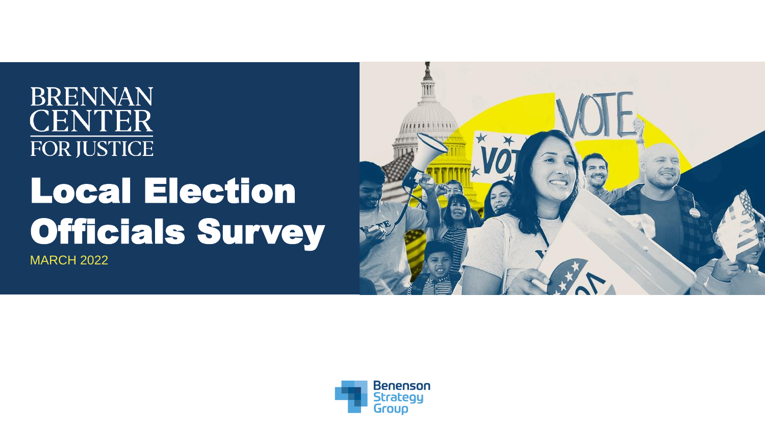BRENNAN CENTER FOR JUSTICE

# Local Election Officials Survey

MARCH 2022

Benenson Strategy Group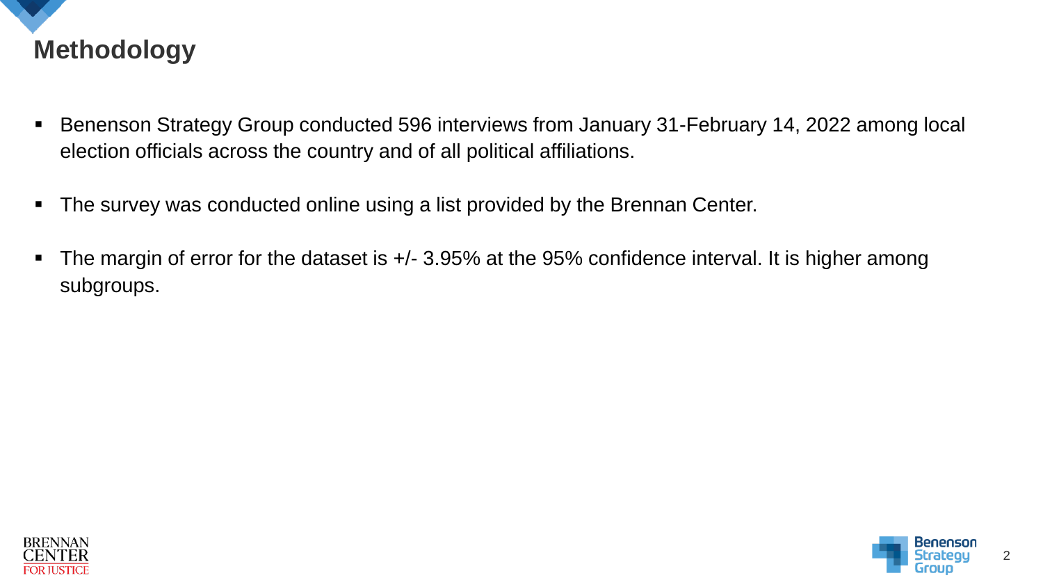# Methodology

- Benenson Strategy Group conducted 596 interviews from January 31-February 14, 2022 among local election officials across the country and of all political affiliations.
- The survey was conducted online using a list provided by the Brennan Center.
- The margin of error for the dataset is +/- 3.95% at the 95% confidence interval. It is higher among subgroups.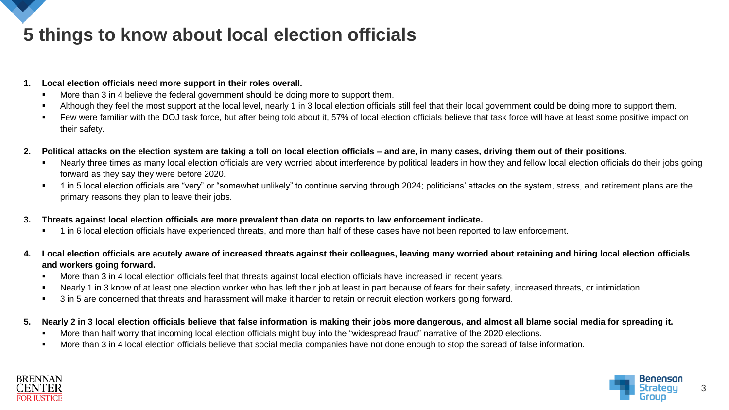# 5 things to know about local election officials

1. **Local election officials need more support in their roles overall.**
   - More than 3 in 4 believe the federal government should be doing more to support them.
   - Although they feel the most support at the local level, nearly 1 in 3 local election officials still feel that their local government could be doing more to support them.
   - Few were familiar with the DOJ task force, but after being told about it, 57% of local election officials believe that task force will have at least some positive impact on their safety.
2. **Political attacks on the election system are taking a toll on local election officials – and are, in many cases, driving them out of their positions.**
   - Nearly three times as many local election officials are very worried about interference by political leaders in how they and fellow local election officials do their jobs going forward as they say they were before 2020.
   - 1 in 5 local election officials are "very" or "somewhat unlikely" to continue serving through 2024; politicians' attacks on the system, stress, and retirement plans are the primary reasons they plan to leave their jobs.
3. **Threats against local election officials are more prevalent than data on reports to law enforcement indicate.**
   - 1 in 6 local election officials have experienced threats, and more than half of these cases have not been reported to law enforcement.
4. **Local election officials are acutely aware of increased threats against their colleagues, leaving many worried about retaining and hiring local election officials and workers going forward.**
   - More than 3 in 4 local election officials feel that threats against local election officials have increased in recent years.
   - Nearly 1 in 3 know of at least one election worker who has left their job at least in part because of fears for their safety, increased threats, or intimidation.
   - 3 in 5 are concerned that threats and harassment will make it harder to retain or recruit election workers going forward.
5. **Nearly 2 in 3 local election officials believe that false information is making their jobs more dangerous, and almost all blame social media for spreading it.**
   - More than half worry that incoming local election officials might buy into the "widespread fraud" narrative of the 2020 elections.
   - More than 3 in 4 local election officials believe that social media companies have not done enough to stop the spread of false information.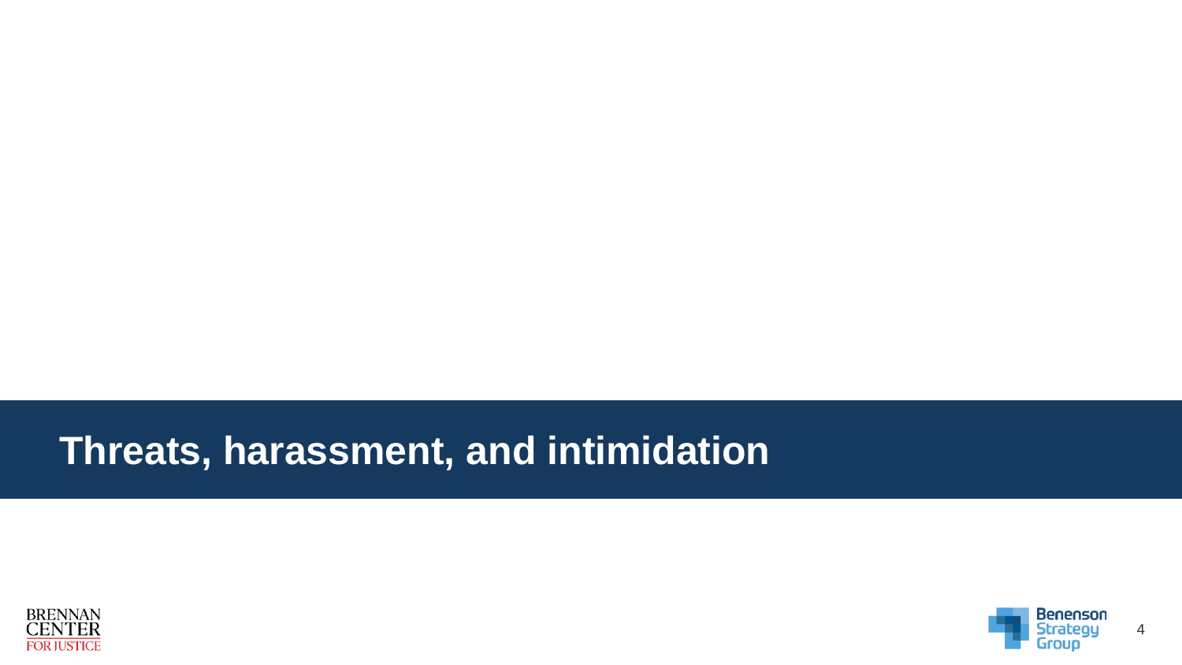# Threats, harassment, and intimidation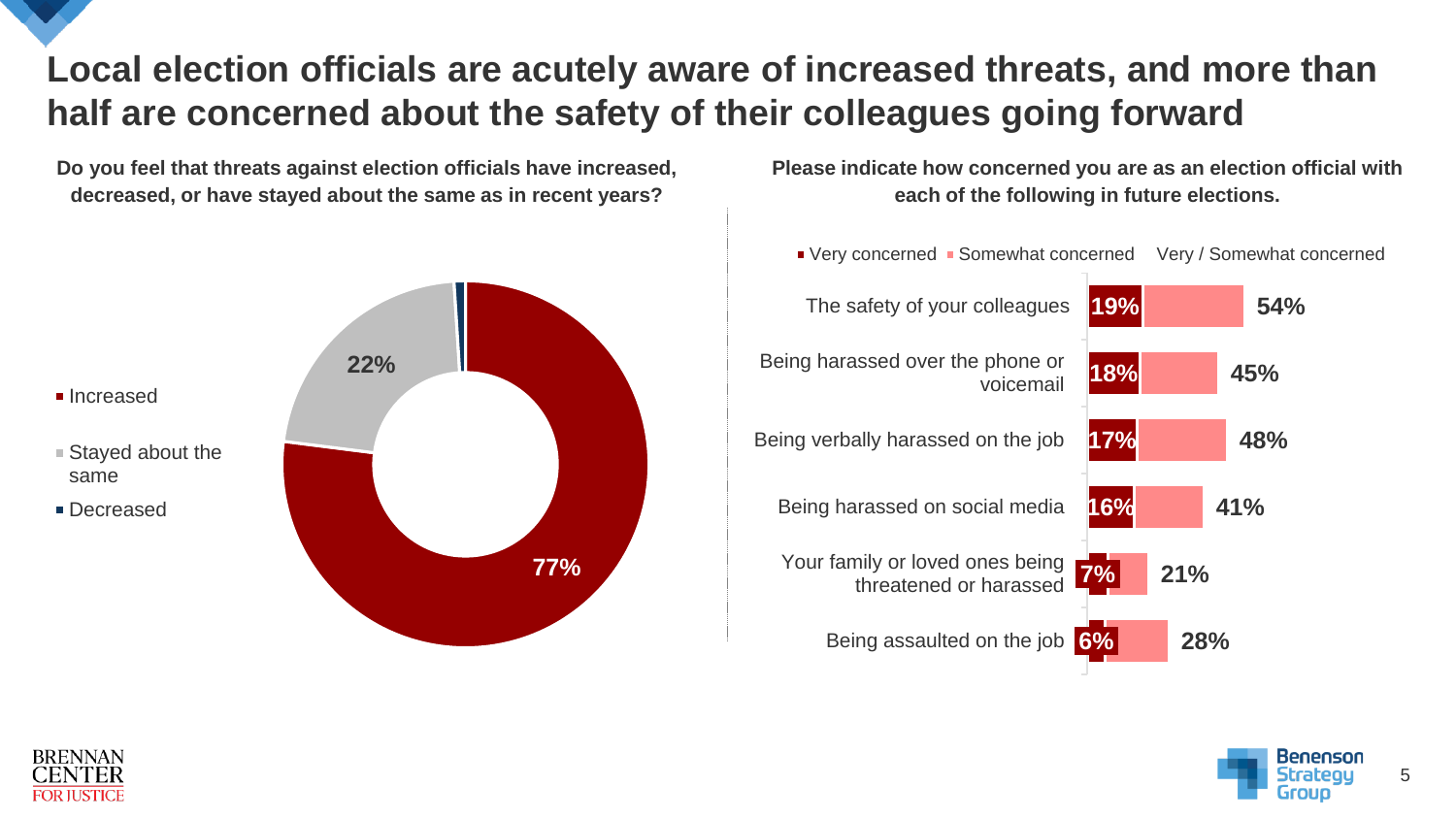# Local election officials are acutely aware of increased threats, and more than half are concerned about the safety of their colleagues going forward

**Do you feel that threats against election officials have increased, decreased, or have stayed about the same as in recent years?**

| Response | Percent |
| --- | --- |
| Increased | 77% |
| Stayed about the same | 22% |
| Decreased | |

**Please indicate how concerned you are as an election official with each of the following in future elections.**

| | Very concerned | Very / Somewhat concerned |
| --- | --- | --- |
| The safety of your colleagues | 19% | 54% |
| Being harassed over the phone or voicemail | 18% | 45% |
| Being verbally harassed on the job | 17% | 48% |
| Being harassed on social media | 16% | 41% |
| Your family or loved ones being threatened or harassed | 7% | 21% |
| Being assaulted on the job | 6% | 28% |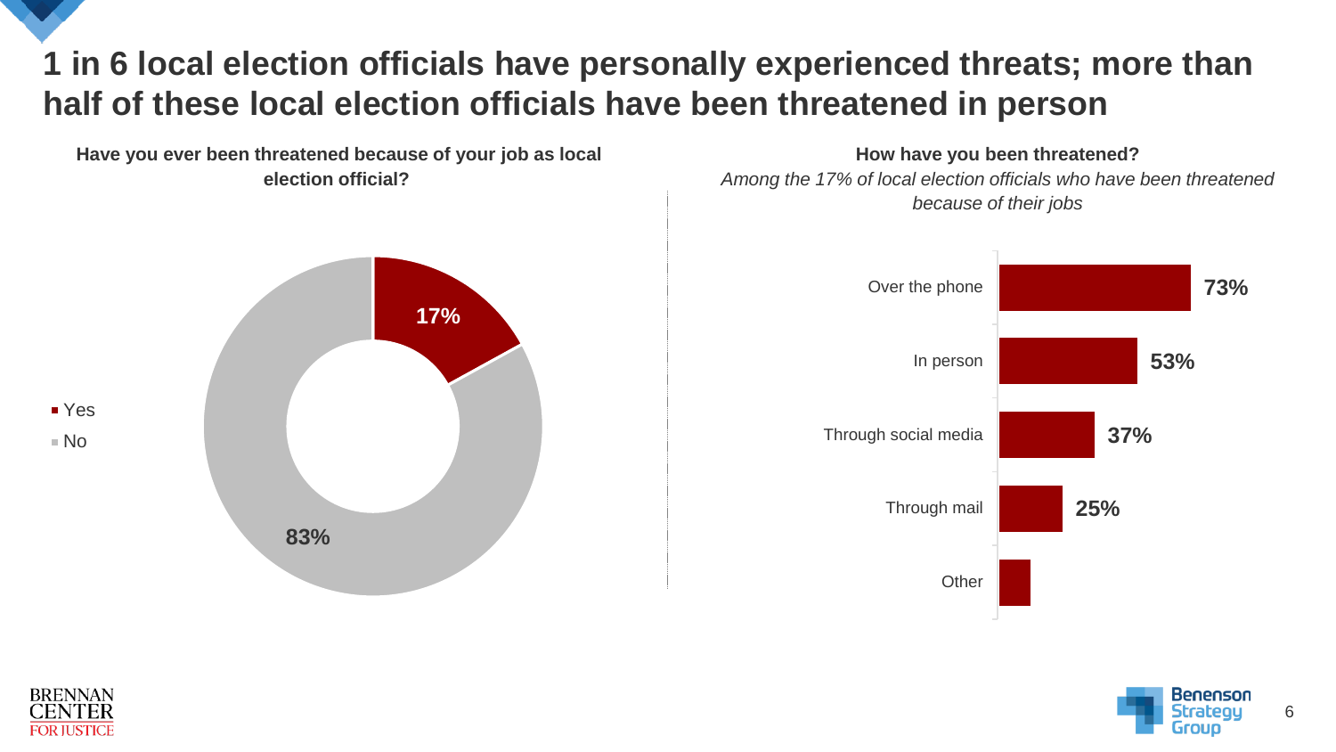# 1 in 6 local election officials have personally experienced threats; more than half of these local election officials have been threatened in person

**Have you ever been threatened because of your job as local election official?**

| Response | % |
| --- | --- |
| Yes | 17% |
| No | 83% |

**How have you been threatened?**

*Among the 17% of local election officials who have been threatened because of their jobs*

| Method | % |
| --- | --- |
| Over the phone | 73% |
| In person | 53% |
| Through social media | 37% |
| Through mail | 25% |
| Other | |

BRENNAN CENTER FOR JUSTICE

Benenson Strategy Group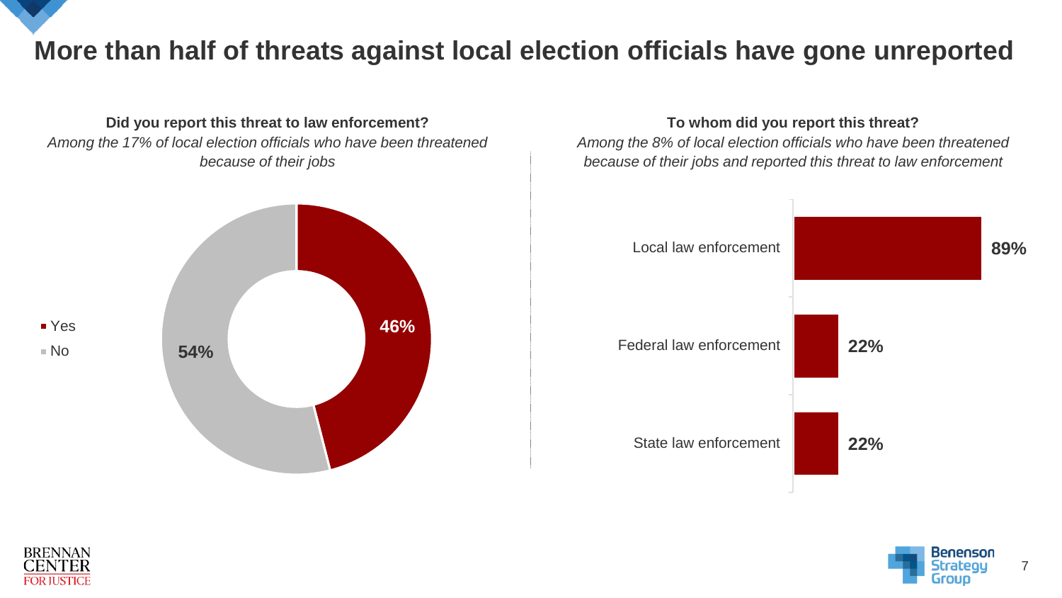# More than half of threats against local election officials have gone unreported

**Did you report this threat to law enforcement?**

*Among the 17% of local election officials who have been threatened because of their jobs*

| Response | Percentage |
| --- | --- |
| Yes | 46% |
| No | 54% |

**To whom did you report this threat?**

*Among the 8% of local election officials who have been threatened because of their jobs and reported this threat to law enforcement*

| Law enforcement | Percentage |
| --- | --- |
| Local law enforcement | 89% |
| Federal law enforcement | 22% |
| State law enforcement | 22% |

BRENNAN CENTER FOR JUSTICE

Benenson Strategy Group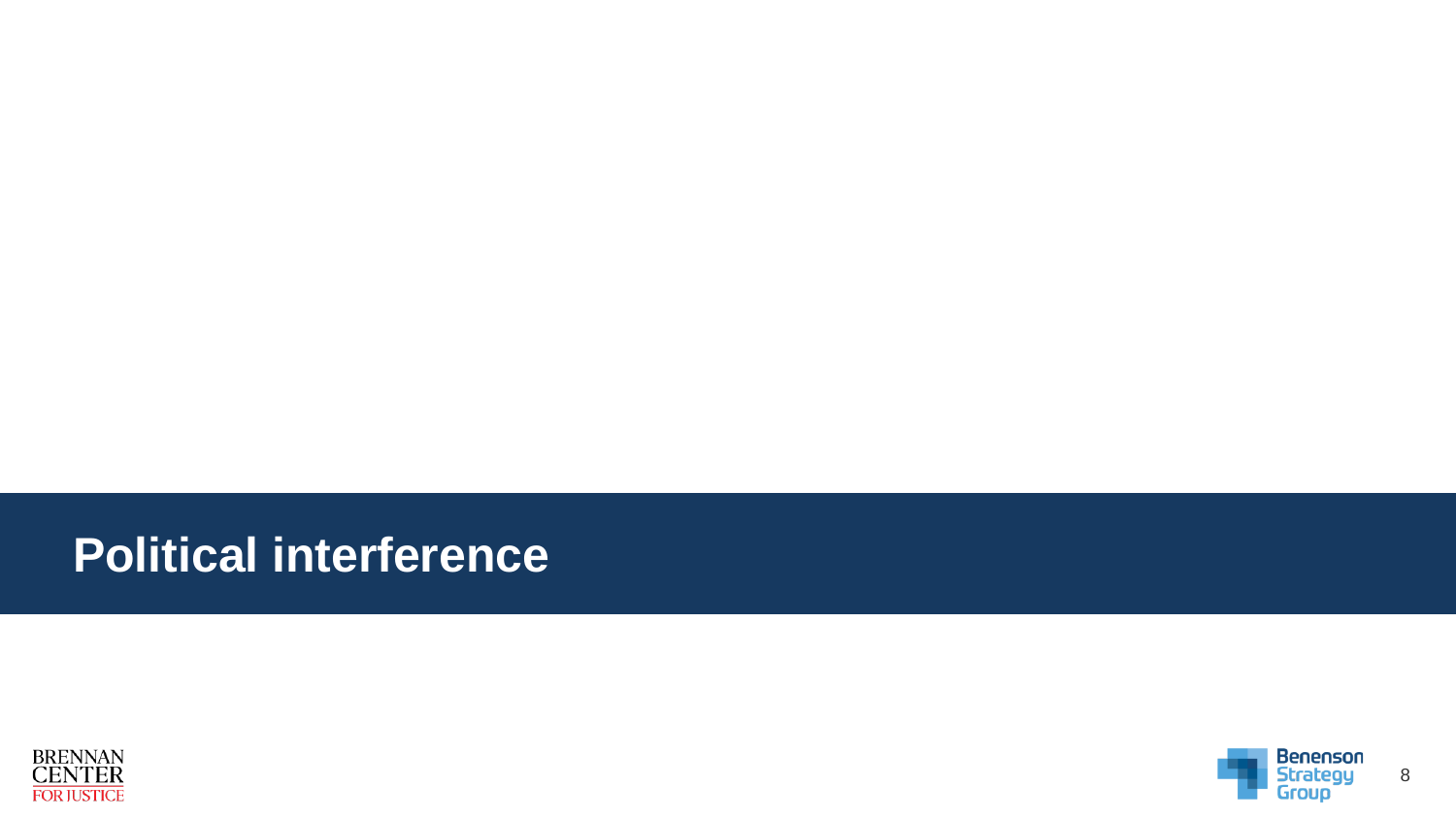# Political interference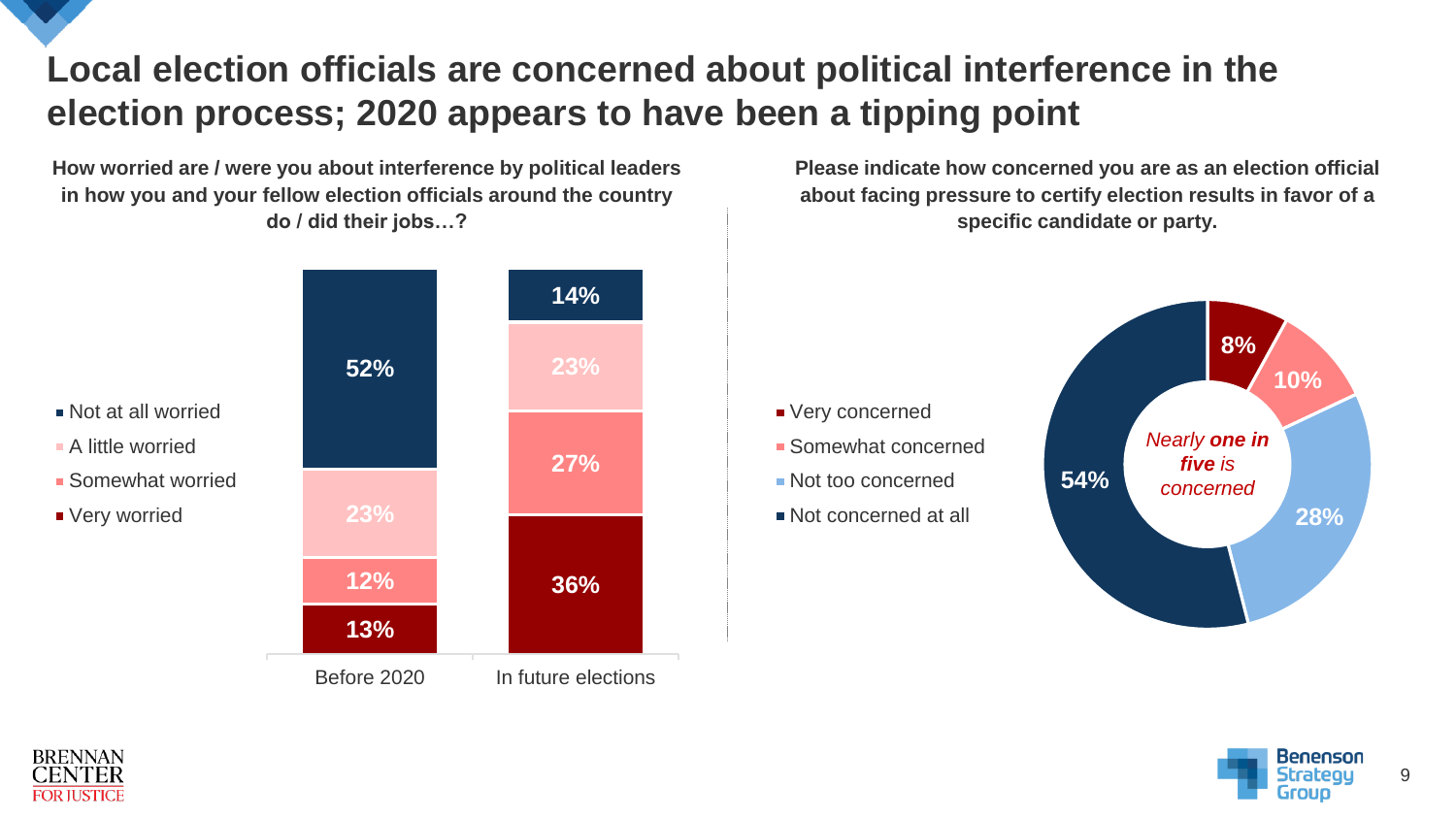# Local election officials are concerned about political interference in the election process; 2020 appears to have been a tipping point

**How worried are / were you about interference by political leaders in how you and your fellow election officials around the country do / did their jobs…?**

| | Before 2020 | In future elections |
|---|---|---|
| Not at all worried | 52% | 14% |
| A little worried | 23% | 23% |
| Somewhat worried | 12% | 27% |
| Very worried | 13% | 36% |

**Please indicate how concerned you are as an election official about facing pressure to certify election results in favor of a specific candidate or party.**

| | % |
|---|---|
| Very concerned | 8% |
| Somewhat concerned | 10% |
| Not too concerned | 28% |
| Not concerned at all | 54% |

*Nearly **one in five** is concerned*

BRENNAN CENTER FOR JUSTICE

Benenson Strategy Group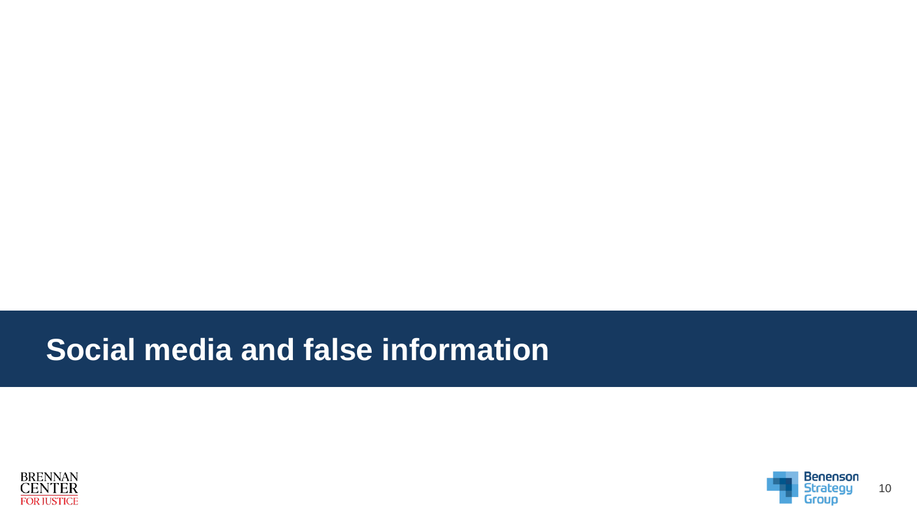# Social media and false information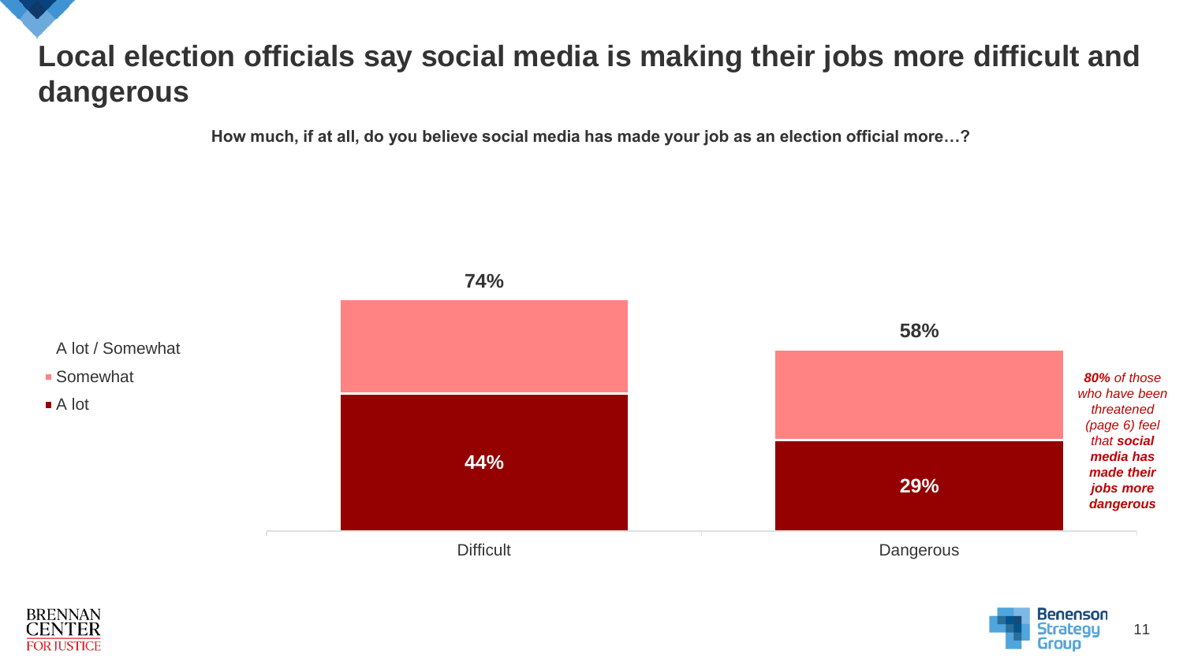# Local election officials say social media is making their jobs more difficult and dangerous

**How much, if at all, do you believe social media has made your job as an election official more…?**

| | A lot / Somewhat | Somewhat | A lot |
|---|---|---|---|
| Difficult | 74% | | 44% |
| Dangerous | 58% | | 29% |

***80%** of those who have been threatened (page 6) feel that **social media has made their jobs more dangerous***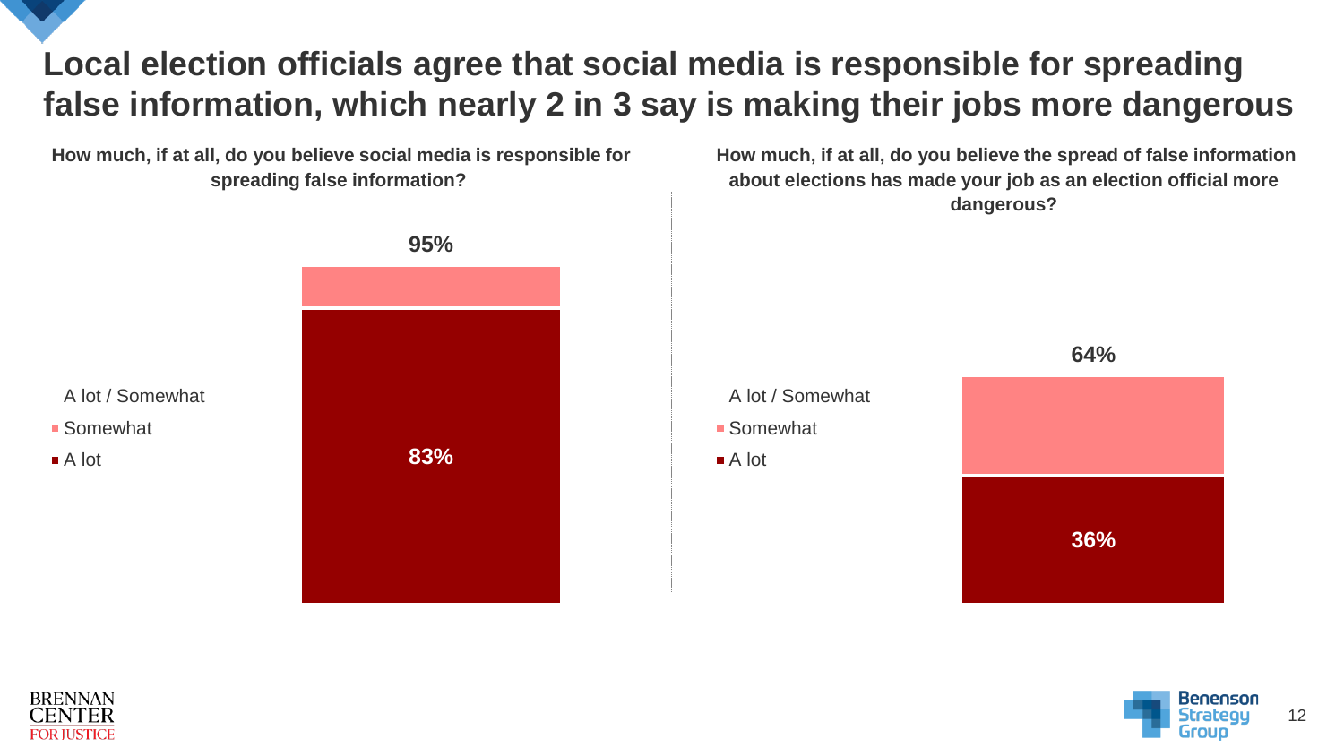# Local election officials agree that social media is responsible for spreading false information, which nearly 2 in 3 say is making their jobs more dangerous

**How much, if at all, do you believe social media is responsible for spreading false information?**

| | A lot | Somewhat | A lot / Somewhat |
|---|---|---|---|
| Social media responsible for spreading false information | 83% | | 95% |

**How much, if at all, do you believe the spread of false information about elections has made your job as an election official more dangerous?**

| | A lot | Somewhat | A lot / Somewhat |
|---|---|---|---|
| False information made job more dangerous | 36% | | 64% |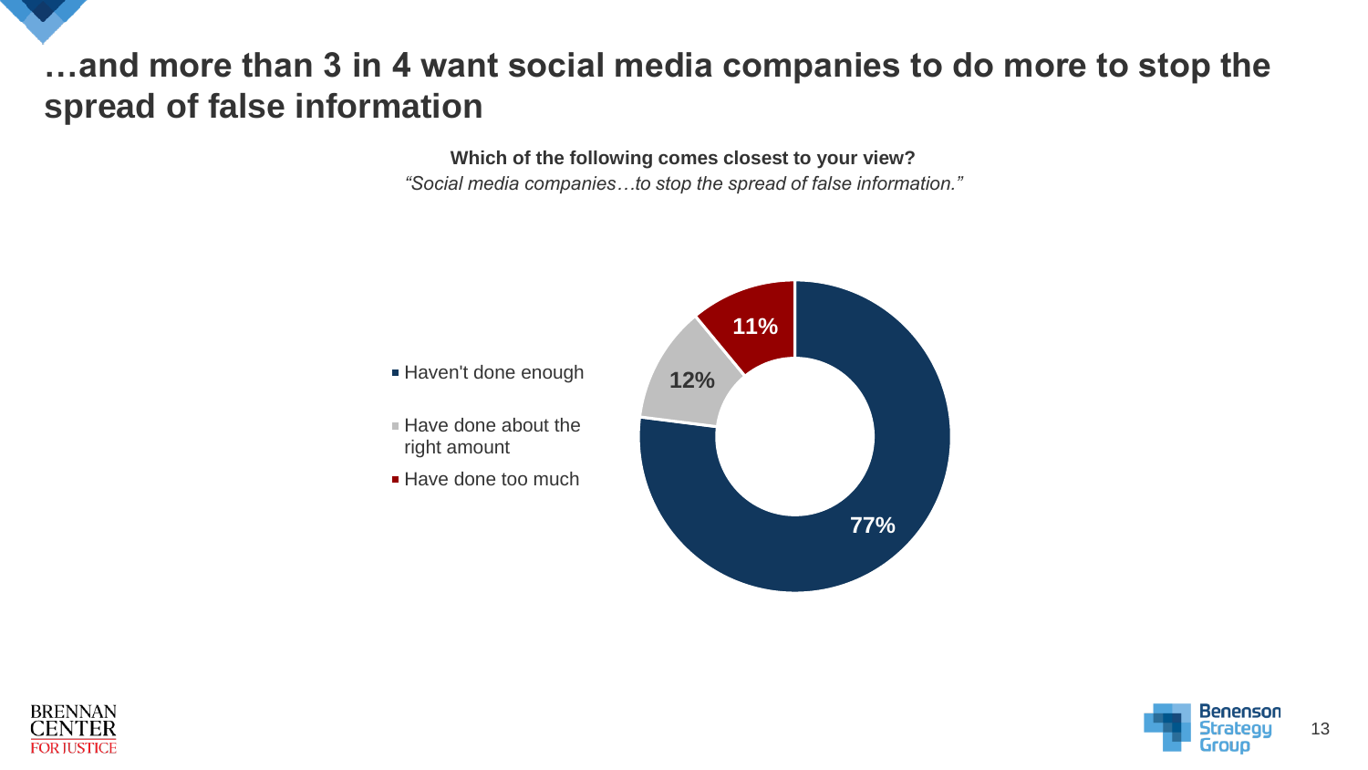# …and more than 3 in 4 want social media companies to do more to stop the spread of false information

**Which of the following comes closest to your view?**

*"Social media companies…to stop the spread of false information."*

| Response | Percent |
|---|---|
| Haven't done enough | 77% |
| Have done about the right amount | 12% |
| Have done too much | 11% |

BRENNAN CENTER FOR JUSTICE

Benenson Strategy Group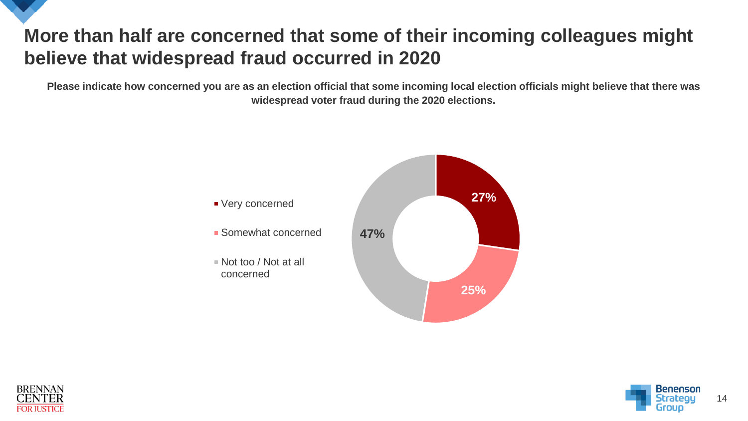# More than half are concerned that some of their incoming colleagues might believe that widespread fraud occurred in 2020

**Please indicate how concerned you are as an election official that some incoming local election officials might believe that there was widespread voter fraud during the 2020 elections.**

| Response | Percent |
|---|---|
| Very concerned | 27% |
| Somewhat concerned | 25% |
| Not too / Not at all concerned | 47% |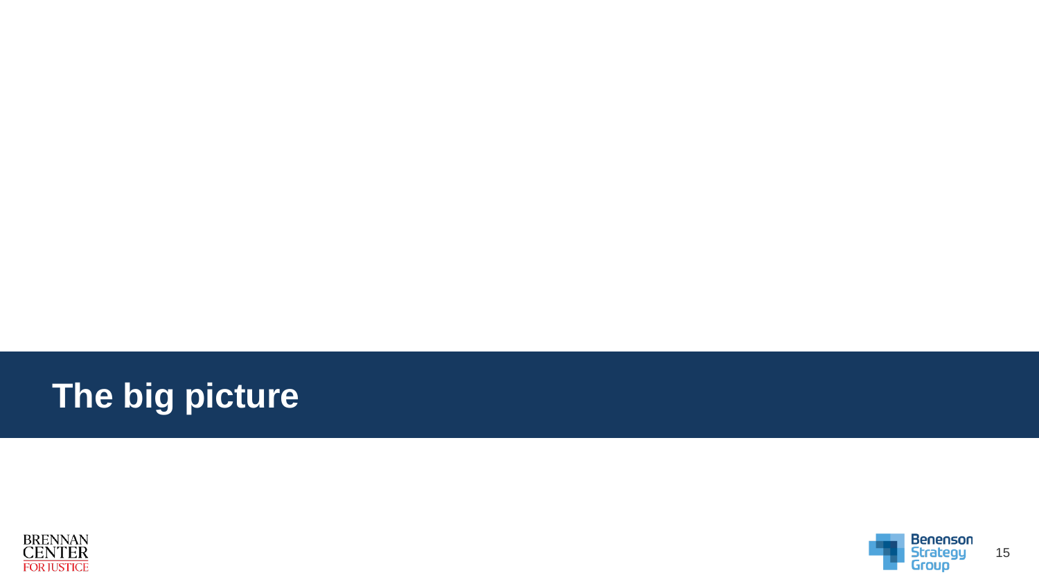# The big picture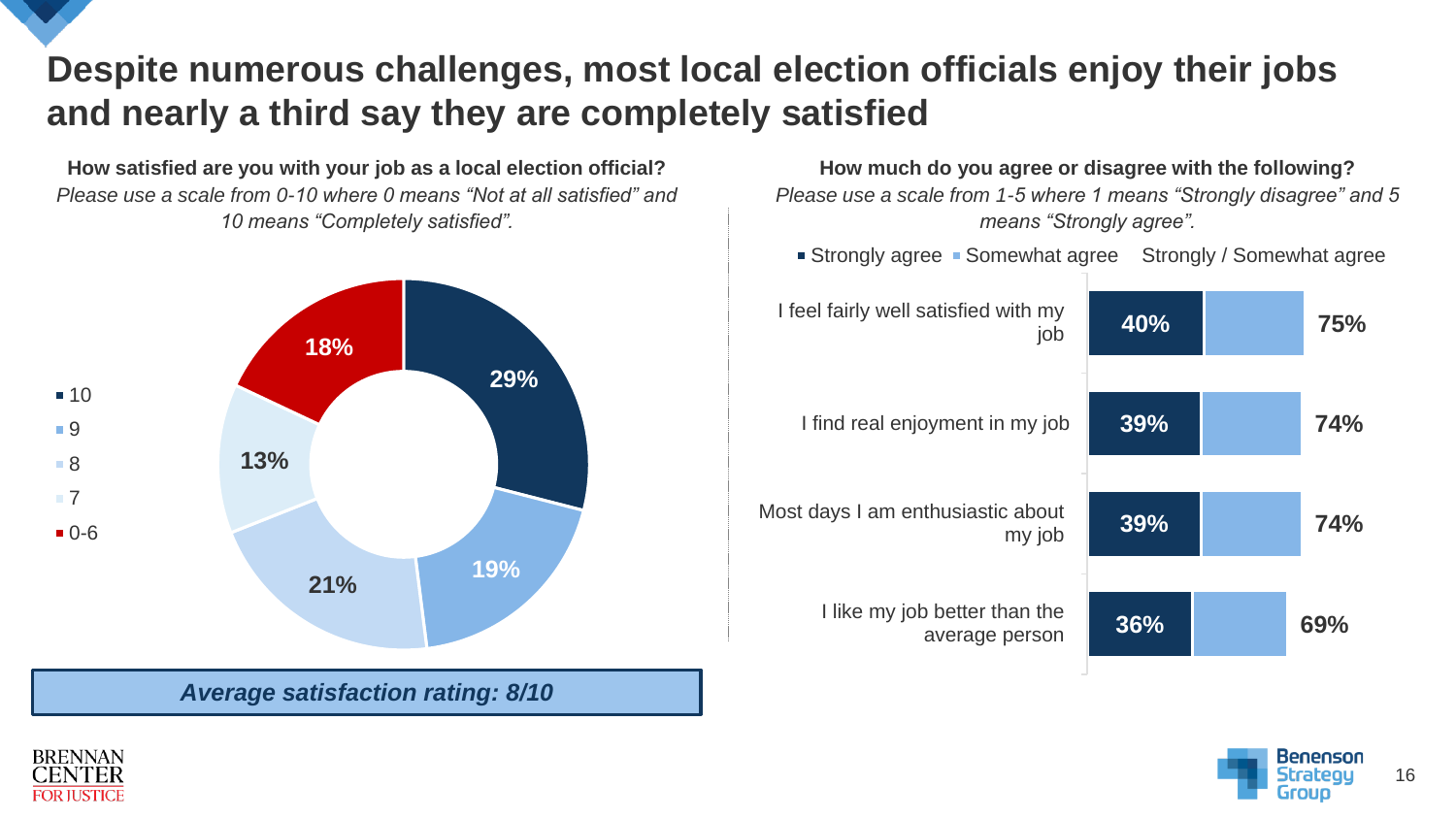# Despite numerous challenges, most local election officials enjoy their jobs and nearly a third say they are completely satisfied

**How satisfied are you with your job as a local election official?**
*Please use a scale from 0-10 where 0 means "Not at all satisfied" and 10 means "Completely satisfied".*

| Rating | Percent |
|---|---|
| 10 | 29% |
| 9 | 19% |
| 8 | 21% |
| 7 | 13% |
| 0-6 | 18% |

***Average satisfaction rating: 8/10***

**How much do you agree or disagree with the following?**
*Please use a scale from 1-5 where 1 means "Strongly disagree" and 5 means "Strongly agree".*

| Statement | Strongly agree | Strongly / Somewhat agree |
|---|---|---|
| I feel fairly well satisfied with my job | 40% | 75% |
| I find real enjoyment in my job | 39% | 74% |
| Most days I am enthusiastic about my job | 39% | 74% |
| I like my job better than the average person | 36% | 69% |

BRENNAN CENTER FOR JUSTICE

Benenson Strategy Group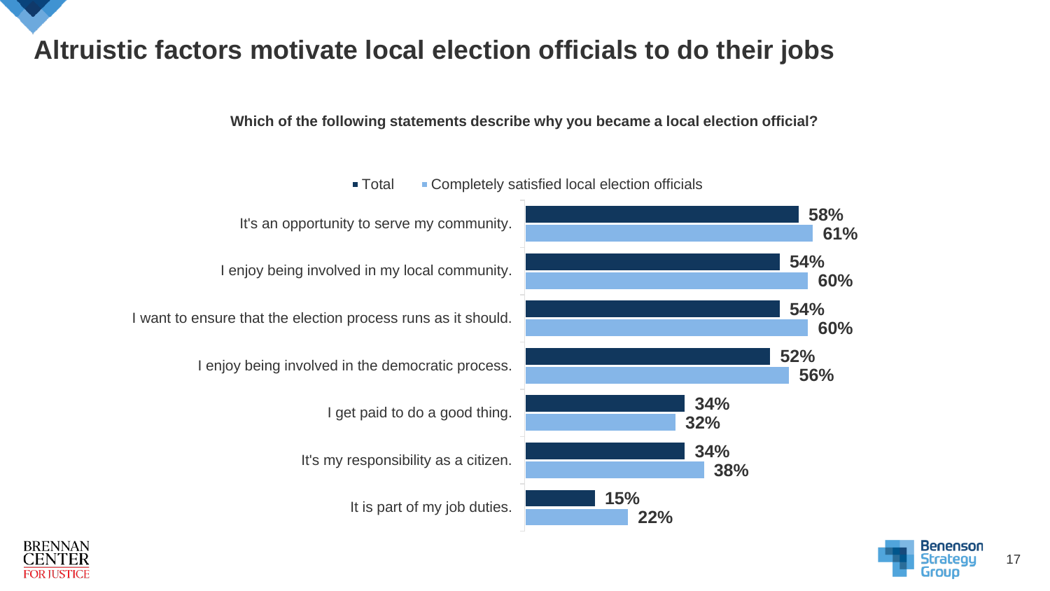# Altruistic factors motivate local election officials to do their jobs

**Which of the following statements describe why you became a local election official?**

| Statement | Total | Completely satisfied local election officials |
|---|---|---|
| It's an opportunity to serve my community. | 58% | 61% |
| I enjoy being involved in my local community. | 54% | 60% |
| I want to ensure that the election process runs as it should. | 54% | 60% |
| I enjoy being involved in the democratic process. | 52% | 56% |
| I get paid to do a good thing. | 34% | 32% |
| It's my responsibility as a citizen. | 34% | 38% |
| It is part of my job duties. | 15% | 22% |

BRENNAN CENTER FOR JUSTICE

Benenson Strategy Group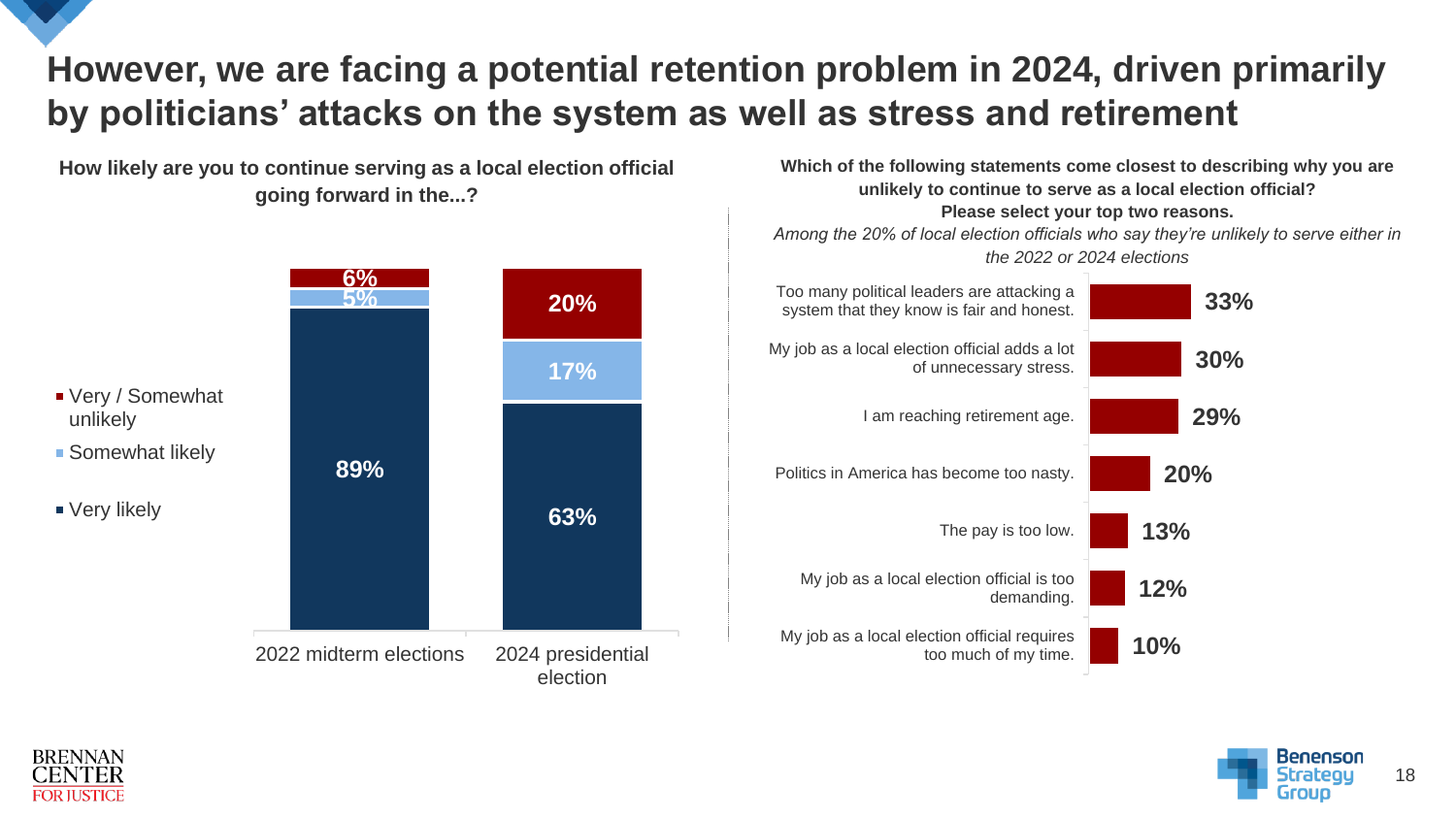# However, we are facing a potential retention problem in 2024, driven primarily by politicians' attacks on the system as well as stress and retirement

**How likely are you to continue serving as a local election official going forward in the...?**

| | 2022 midterm elections | 2024 presidential election |
|---|---|---|
| Very / Somewhat unlikely | 6% | 20% |
| Somewhat likely | 5% | 17% |
| Very likely | 89% | 63% |

**Which of the following statements come closest to describing why you are unlikely to continue to serve as a local election official? Please select your top two reasons.**

*Among the 20% of local election officials who say they're unlikely to serve either in the 2022 or 2024 elections*

| Reason | % |
|---|---|
| Too many political leaders are attacking a system that they know is fair and honest. | 33% |
| My job as a local election official adds a lot of unnecessary stress. | 30% |
| I am reaching retirement age. | 29% |
| Politics in America has become too nasty. | 20% |
| The pay is too low. | 13% |
| My job as a local election official is too demanding. | 12% |
| My job as a local election official requires too much of my time. | 10% |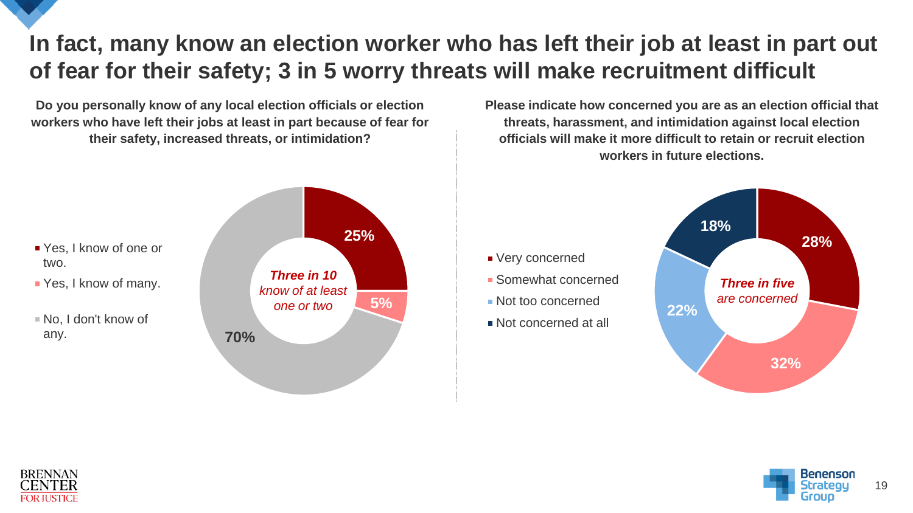# In fact, many know an election worker who has left their job at least in part out of fear for their safety; 3 in 5 worry threats will make recruitment difficult

**Do you personally know of any local election officials or election workers who have left their jobs at least in part because of fear for their safety, increased threats, or intimidation?**

- Yes, I know of one or two.
- Yes, I know of many.
- No, I don't know of any.

| Response | % |
|---|---|
| Yes, I know of one or two. | 25% |
| Yes, I know of many. | 5% |
| No, I don't know of any. | 70% |

***Three in 10** know of at least one or two*

**Please indicate how concerned you are as an election official that threats, harassment, and intimidation against local election officials will make it more difficult to retain or recruit election workers in future elections.**

- Very concerned
- Somewhat concerned
- Not too concerned
- Not concerned at all

| Response | % |
|---|---|
| Very concerned | 28% |
| Somewhat concerned | 32% |
| Not too concerned | 22% |
| Not concerned at all | 18% |

***Three in five** are concerned*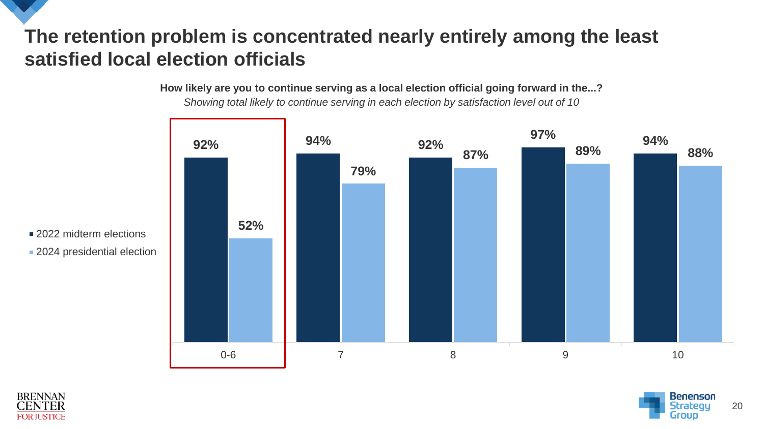# The retention problem is concentrated nearly entirely among the least satisfied local election officials

**How likely are you to continue serving as a local election official going forward in the...?**

*Showing total likely to continue serving in each election by satisfaction level out of 10*

| Satisfaction level | 2022 midterm elections | 2024 presidential election |
|---|---|---|
| 0-6 | 92% | 52% |
| 7 | 94% | 79% |
| 8 | 92% | 87% |
| 9 | 97% | 89% |
| 10 | 94% | 88% |

BRENNAN CENTER FOR JUSTICE

Benenson Strategy Group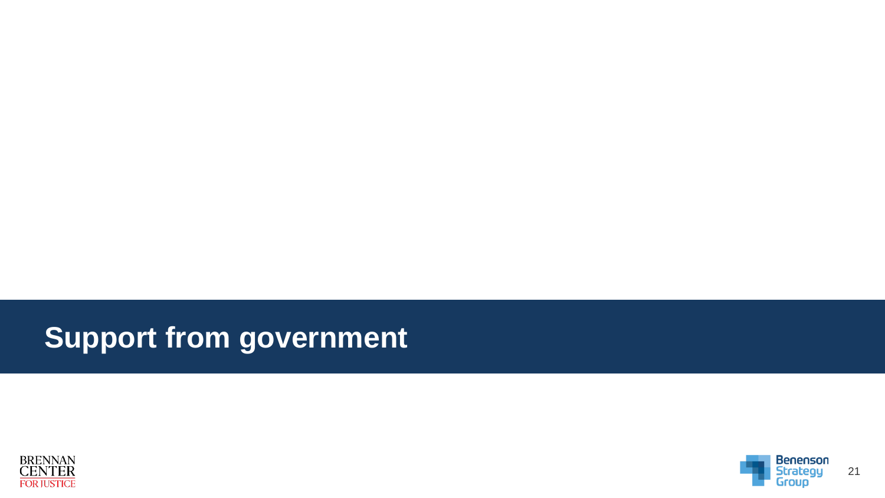# Support from government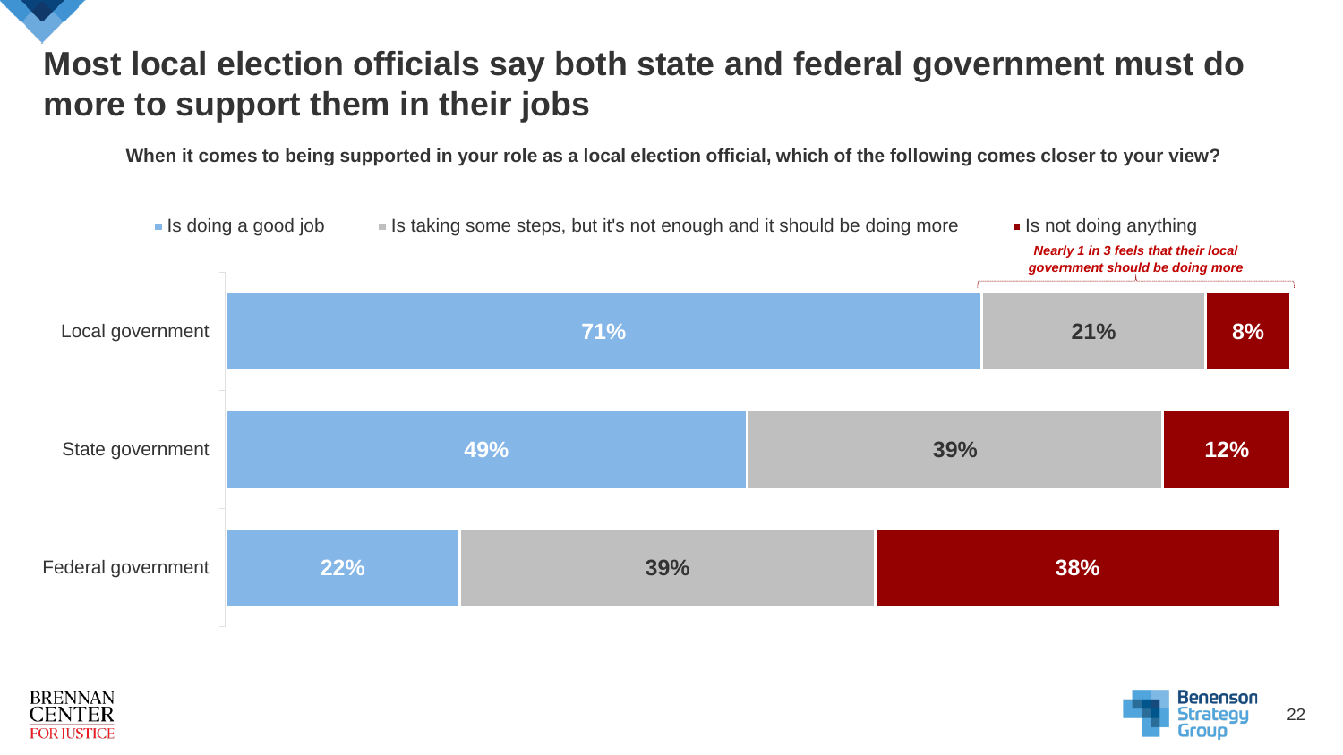# Most local election officials say both state and federal government must do more to support them in their jobs

**When it comes to being supported in your role as a local election official, which of the following comes closer to your view?**

| | Is doing a good job | Is taking some steps, but it's not enough and it should be doing more | Is not doing anything |
|---|---|---|---|
| Local government | 71% | 21% | 8% |
| State government | 49% | 39% | 12% |
| Federal government | 22% | 39% | 38% |

*Nearly 1 in 3 feels that their local government should be doing more*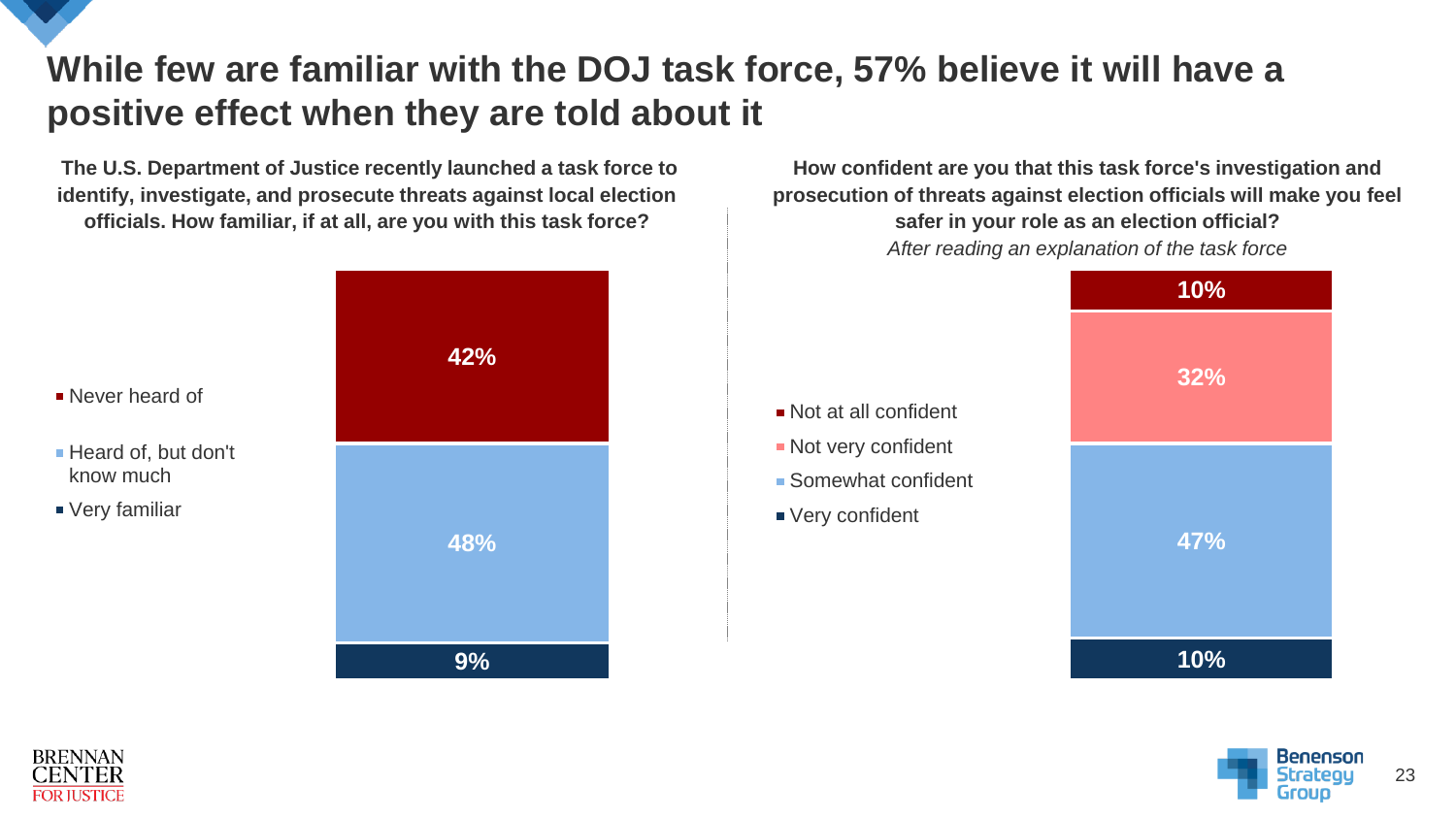# While few are familiar with the DOJ task force, 57% believe it will have a positive effect when they are told about it

**The U.S. Department of Justice recently launched a task force to identify, investigate, and prosecute threats against local election officials. How familiar, if at all, are you with this task force?**

| Response | % |
| --- | --- |
| Never heard of | 42% |
| Heard of, but don't know much | 48% |
| Very familiar | 9% |

**How confident are you that this task force's investigation and prosecution of threats against election officials will make you feel safer in your role as an election official?**

*After reading an explanation of the task force*

| Response | % |
| --- | --- |
| Not at all confident | 10% |
| Not very confident | 32% |
| Somewhat confident | 47% |
| Very confident | 10% |

BRENNAN CENTER FOR JUSTICE

Benenson Strategy Group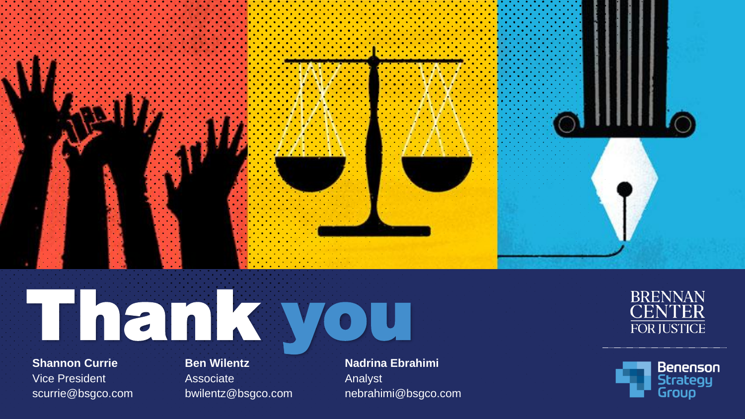# Thank you

**Shannon Currie**
Vice President
scurrie@bsgco.com

**Ben Wilentz**
Associate
bwilentz@bsgco.com

**Nadrina Ebrahimi**
Analyst
nebrahimi@bsgco.com

BRENNAN CENTER FOR JUSTICE

Benenson Strategy Group